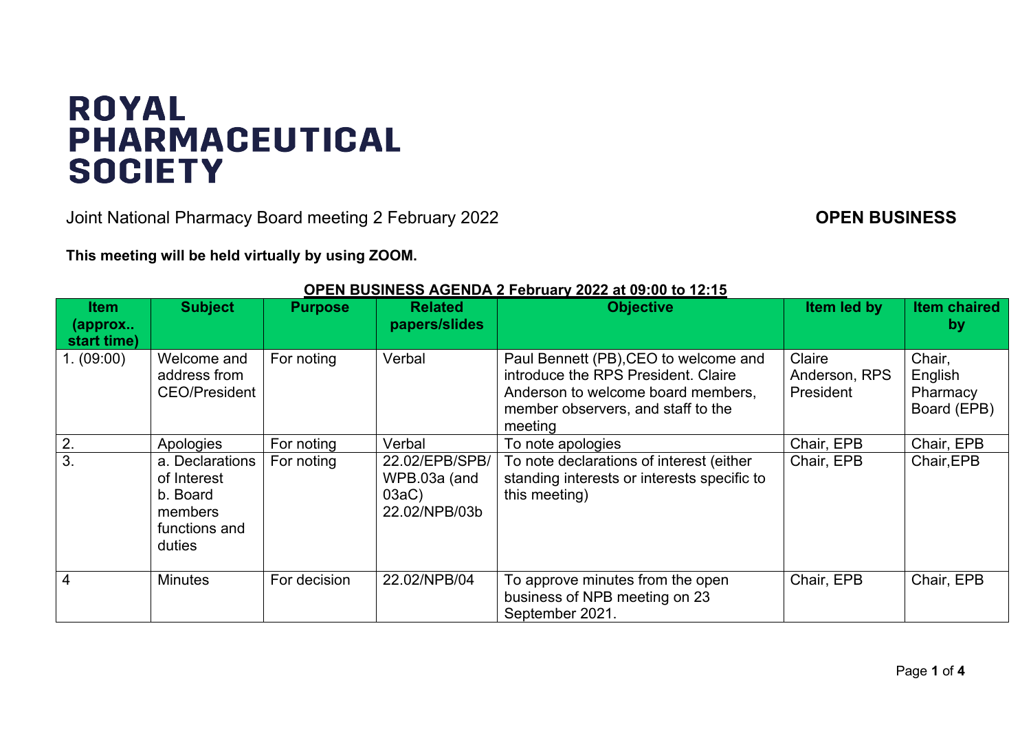# ROYAL PHARMACEUTICAL SOCIETY

Joint National Pharmacy Board meeting 2 February 2022 **OPEN BUSINESS**

**This meeting will be held virtually by using ZOOM.**

**OPEN BUSINESS AGENDA 2 February 2022 at 09:00 to 12:15**

| Item (approx.. start time) | Subject | Purpose | Related papers/slides | Objective | Item led by | Item chaired by |
|---|---|---|---|---|---|---|
| 1. (09:00) | Welcome and address from CEO/President | For noting | Verbal | Paul Bennett (PB),CEO to welcome and introduce the RPS President. Claire Anderson to welcome board members, member observers, and staff to the meeting | Claire Anderson, RPS President | Chair, English Pharmacy Board (EPB) |
| 2. | Apologies | For noting | Verbal | To note apologies | Chair, EPB | Chair, EPB |
| 3. | a. Declarations of Interest<br>b. Board members functions and duties | For noting | 22.02/EPB/SPB/WPB.03a (and 03aC)<br>22.02/NPB/03b | To note declarations of interest (either standing interests or interests specific to this meeting) | Chair, EPB | Chair,EPB |
| 4 | Minutes | For decision | 22.02/NPB/04 | To approve minutes from the open business of NPB meeting on 23 September 2021. | Chair, EPB | Chair, EPB |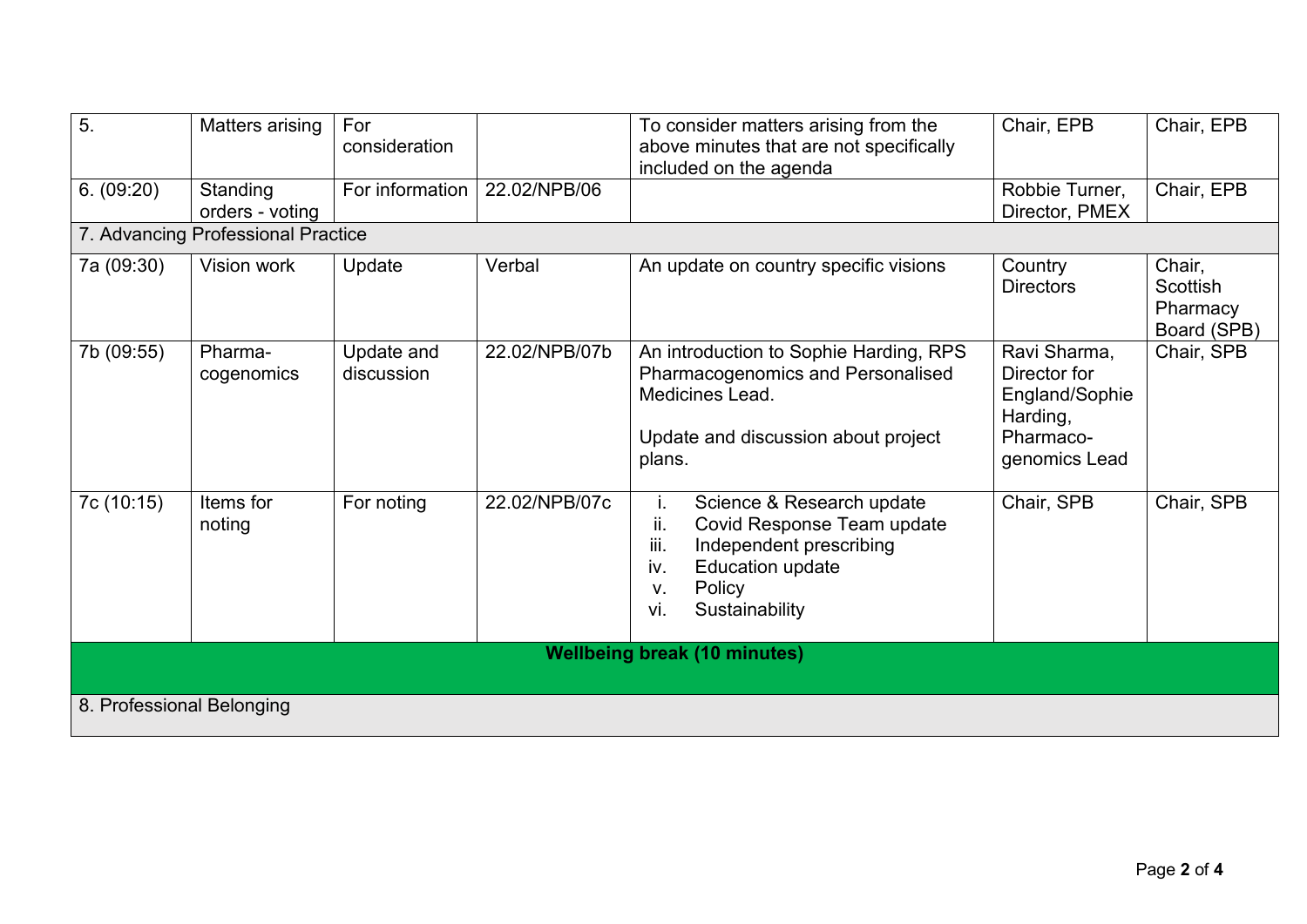| | | | | | | |
|---|---|---|---|---|---|---|
| 5. | Matters arising | For consideration | | To consider matters arising from the above minutes that are not specifically included on the agenda | Chair, EPB | Chair, EPB |
| 6. (09:20) | Standing orders - voting | For information | 22.02/NPB/06 | | Robbie Turner, Director, PMEX | Chair, EPB |
| 7. Advancing Professional Practice | | | | | | |
| 7a (09:30) | Vision work | Update | Verbal | An update on country specific visions | Country Directors | Chair, Scottish Pharmacy Board (SPB) |
| 7b (09:55) | Pharma-cogenomics | Update and discussion | 22.02/NPB/07b | An introduction to Sophie Harding, RPS Pharmacogenomics and Personalised Medicines Lead.<br><br>Update and discussion about project plans. | Ravi Sharma, Director for England/Sophie Harding, Pharmaco-genomics Lead | Chair, SPB |
| 7c (10:15) | Items for noting | For noting | 22.02/NPB/07c | i. Science & Research update<br>ii. Covid Response Team update<br>iii. Independent prescribing<br>iv. Education update<br>v. Policy<br>vi. Sustainability | Chair, SPB | Chair, SPB |
| **Wellbeing break (10 minutes)** | | | | | | |
| 8. Professional Belonging | | | | | | |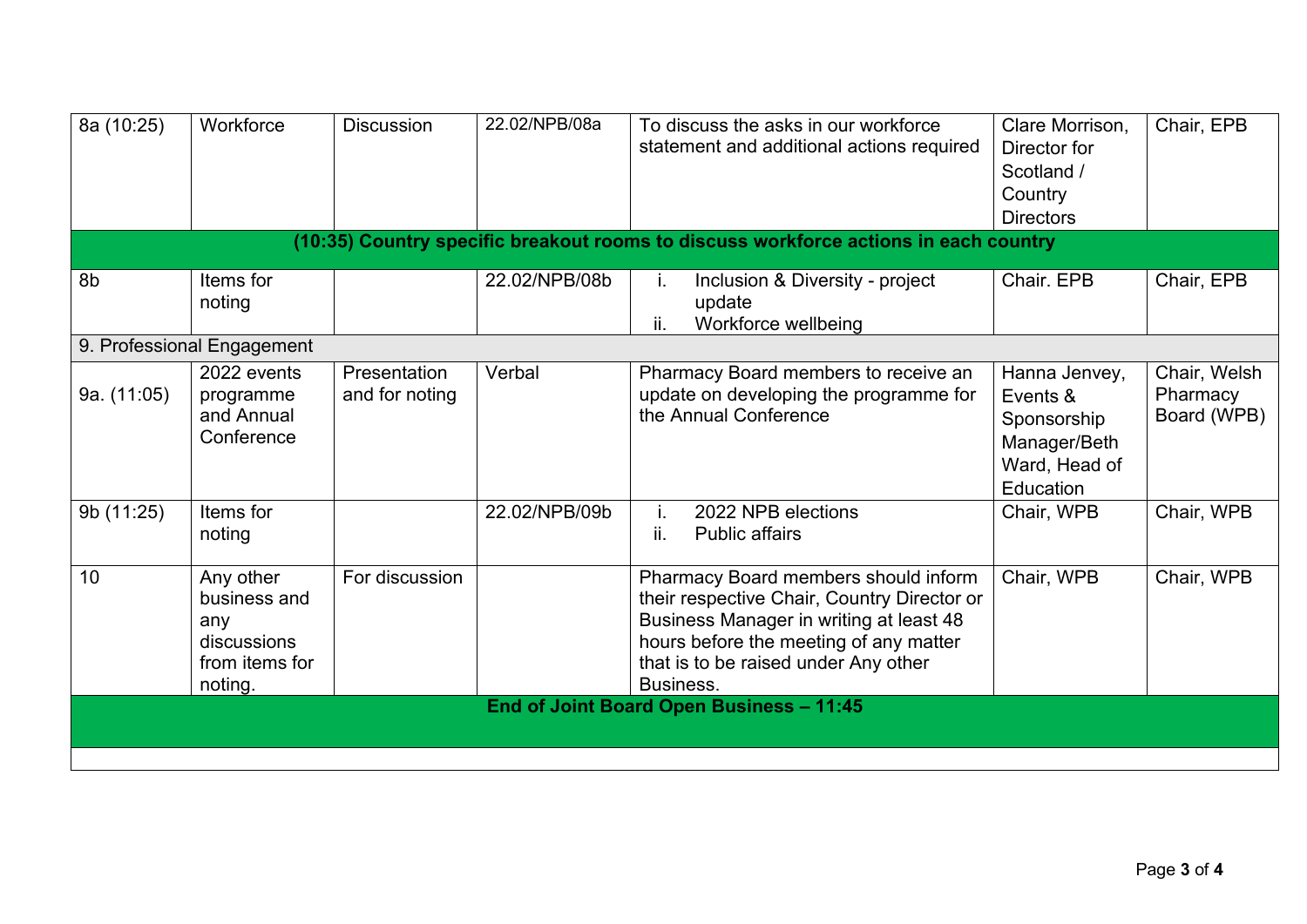| | | | | | | |
|---|---|---|---|---|---|---|
| 8a (10:25) | Workforce | Discussion | 22.02/NPB/08a | To discuss the asks in our workforce statement and additional actions required | Clare Morrison, Director for Scotland / Country Directors | Chair, EPB |
| **(10:35) Country specific breakout rooms to discuss workforce actions in each country** | | | | | | |
| 8b | Items for noting | | 22.02/NPB/08b | i. Inclusion & Diversity - project update<br>ii. Workforce wellbeing | Chair. EPB | Chair, EPB |
| 9. Professional Engagement | | | | | | |
| 9a. (11:05) | 2022 events programme and Annual Conference | Presentation and for noting | Verbal | Pharmacy Board members to receive an update on developing the programme for the Annual Conference | Hanna Jenvey, Events & Sponsorship Manager/Beth Ward, Head of Education | Chair, Welsh Pharmacy Board (WPB) |
| 9b (11:25) | Items for noting | | 22.02/NPB/09b | i. 2022 NPB elections<br>ii. Public affairs | Chair, WPB | Chair, WPB |
| 10 | Any other business and any discussions from items for noting. | For discussion | | Pharmacy Board members should inform their respective Chair, Country Director or Business Manager in writing at least 48 hours before the meeting of any matter that is to be raised under Any other Business. | Chair, WPB | Chair, WPB |
| **End of Joint Board Open Business – 11:45** | | | | | | |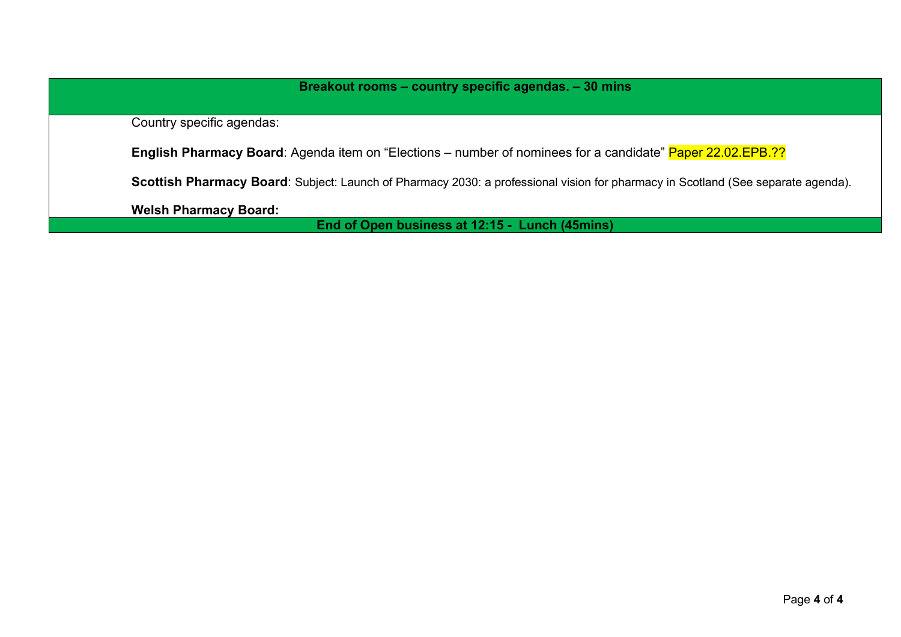| Breakout rooms – country specific agendas. – 30 mins |
| --- |
| Country specific agendas:<br><br>**English Pharmacy Board**: Agenda item on "Elections – number of nominees for a candidate" Paper 22.02.EPB.??<br><br>**Scottish Pharmacy Board**: Subject: Launch of Pharmacy 2030: a professional vision for pharmacy in Scotland (See separate agenda).<br><br>**Welsh Pharmacy Board:** |
| **End of Open business at 12:15 - Lunch (45mins)** |